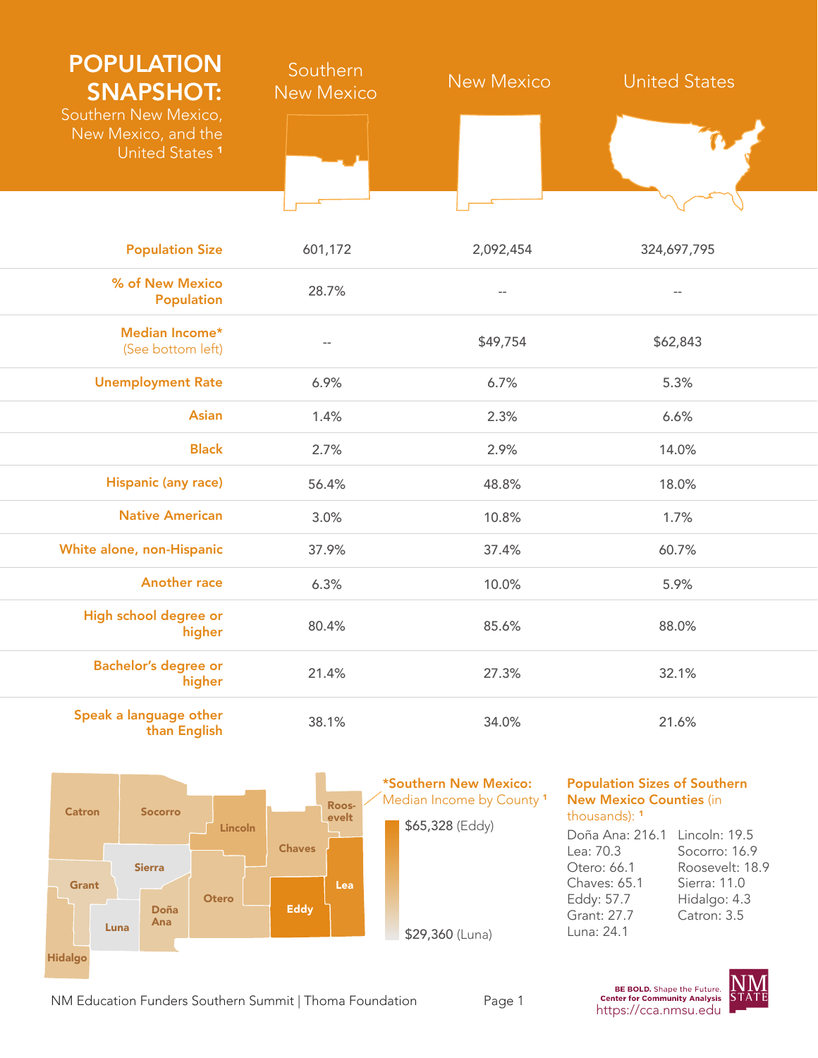# POPULATION SNAPSHOT:

Southern New Mexico, New Mexico, and the United States [1]

| | Southern New Mexico | New Mexico | United States |
|---|---|---|---|
| Population Size | 601,172 | 2,092,454 | 324,697,795 |
| % of New Mexico Population | 28.7% | -- | -- |
| Median Income* (See bottom left) | -- | $49,754 | $62,843 |
| Unemployment Rate | 6.9% | 6.7% | 5.3% |
| Asian | 1.4% | 2.3% | 6.6% |
| Black | 2.7% | 2.9% | 14.0% |
| Hispanic (any race) | 56.4% | 48.8% | 18.0% |
| Native American | 3.0% | 10.8% | 1.7% |
| White alone, non-Hispanic | 37.9% | 37.4% | 60.7% |
| Another race | 6.3% | 10.0% | 5.9% |
| High school degree or higher | 80.4% | 85.6% | 88.0% |
| Bachelor's degree or higher | 21.4% | 27.3% | 32.1% |
| Speak a language other than English | 38.1% | 34.0% | 21.6% |

Catron, Socorro, Lincoln, Roosevelt, Chaves, Sierra, Grant, Otero, Lea, Doña Ana, Eddy, Luna, Hidalgo

**\*Southern New Mexico:** Median Income by County [1]

- $65,328 (Eddy)
- $29,360 (Luna)

**Population Sizes of Southern New Mexico Counties** (in thousands): [1]

| | |
|---|---|
| Doña Ana: 216.1 | Lincoln: 19.5 |
| Lea: 70.3 | Socorro: 16.9 |
| Otero: 66.1 | Roosevelt: 18.9 |
| Chaves: 65.1 | Sierra: 11.0 |
| Eddy: 57.7 | Hidalgo: 4.3 |
| Grant: 27.7 | Catron: 3.5 |
| Luna: 24.1 | |

NM Education Funders Southern Summit | Thoma Foundation

BE BOLD. Shape the Future. Center for Community Analysis https://cca.nmsu.edu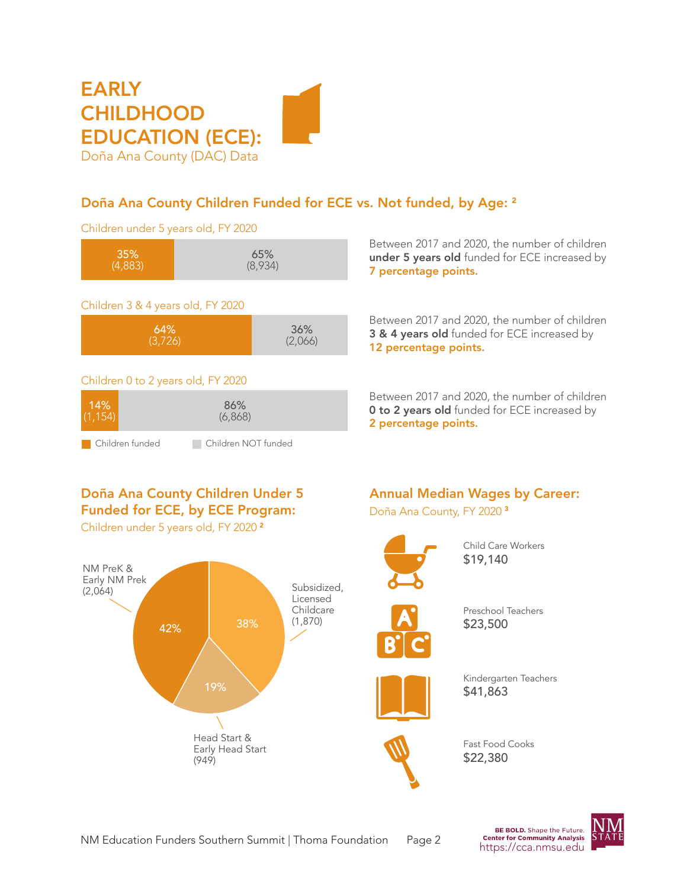# EARLY CHILDHOOD EDUCATION (ECE):

Doña Ana County (DAC) Data

## Doña Ana County Children Funded for ECE vs. Not funded, by Age: [2]

Children under 5 years old, FY 2020

| Children funded | Children NOT funded |
|---|---|
| 35% (4,883) | 65% (8,934) |

Between 2017 and 2020, the number of children **under 5 years old** funded for ECE increased by **7 percentage points.**

Children 3 & 4 years old, FY 2020

| Children funded | Children NOT funded |
|---|---|
| 64% (3,726) | 36% (2,066) |

Between 2017 and 2020, the number of children **3 & 4 years old** funded for ECE increased by **12 percentage points.**

Children 0 to 2 years old, FY 2020

| Children funded | Children NOT funded |
|---|---|
| 14% (1,154) | 86% (6,868) |

Between 2017 and 2020, the number of children **0 to 2 years old** funded for ECE increased by **2 percentage points.**

## Doña Ana County Children Under 5 Funded for ECE, by ECE Program:

Children under 5 years old, FY 2020 [2]

| ECE Program | Children | Percent |
|---|---|---|
| NM PreK & Early NM Prek | 2,064 | 42% |
| Subsidized, Licensed Childcare | 1,870 | 38% |
| Head Start & Early Head Start | 949 | 19% |

## Annual Median Wages by Career:

Doña Ana County, FY 2020 [3]

| Career | Annual Median Wage |
|---|---|
| Child Care Workers | $19,140 |
| Preschool Teachers | $23,500 |
| Kindergarten Teachers | $41,863 |
| Fast Food Cooks | $22,380 |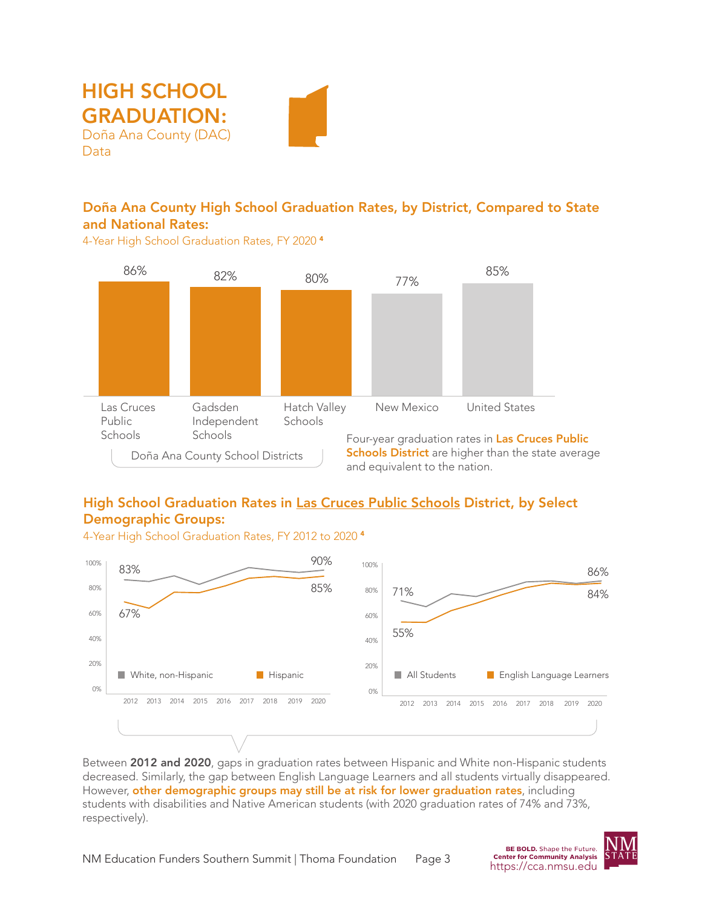# HIGH SCHOOL GRADUATION:

Doña Ana County (DAC) Data

## Doña Ana County High School Graduation Rates, by District, Compared to State and National Rates:

4-Year High School Graduation Rates, FY 2020 [4]

| | Las Cruces Public Schools | Gadsden Independent Schools | Hatch Valley Schools | New Mexico | United States |
|---|---|---|---|---|---|
| Graduation Rate | 86% | 82% | 80% | 77% | 85% |

Doña Ana County School Districts: Las Cruces Public Schools, Gadsden Independent Schools, Hatch Valley Schools

Four-year graduation rates in **Las Cruces Public Schools District** are higher than the state average and equivalent to the nation.

## High School Graduation Rates in Las Cruces Public Schools District, by Select Demographic Groups:

4-Year High School Graduation Rates, FY 2012 to 2020 [4]

| Group | 2012 | 2020 |
|---|---|---|
| White, non-Hispanic | 83% | 90% |
| Hispanic | 67% | 85% |
| All Students | 71% | 86% |
| English Language Learners | 55% | 84% |

Between **2012 and 2020**, gaps in graduation rates between Hispanic and White non-Hispanic students decreased. Similarly, the gap between English Language Learners and all students virtually disappeared. However, **other demographic groups may still be at risk for lower graduation rates**, including students with disabilities and Native American students (with 2020 graduation rates of 74% and 73%, respectively).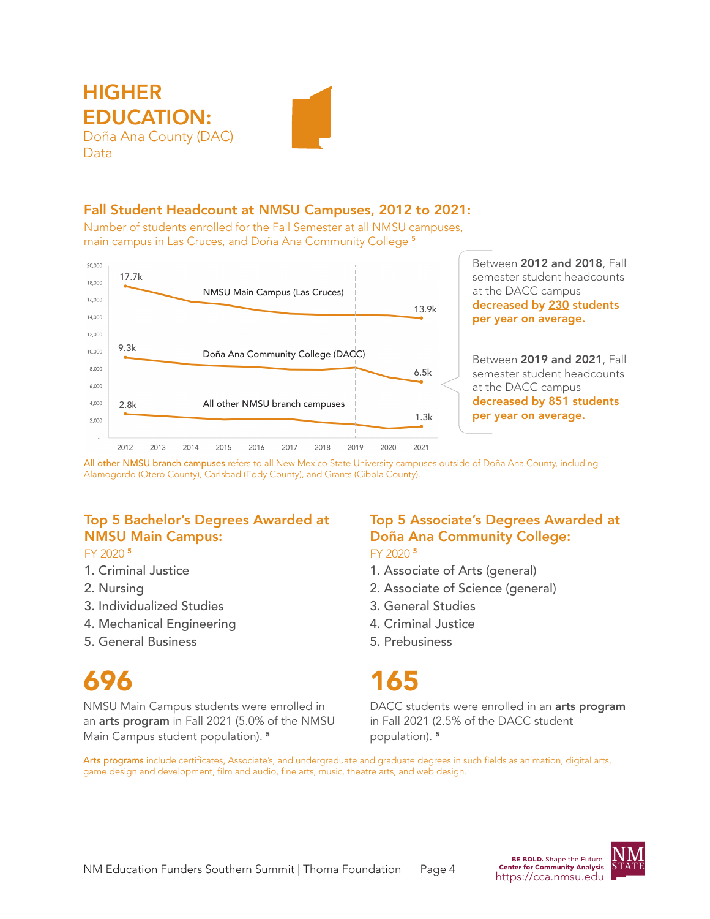# HIGHER EDUCATION:

Doña Ana County (DAC) Data

## Fall Student Headcount at NMSU Campuses, 2012 to 2021:

Number of students enrolled for the Fall Semester at all NMSU campuses, main campus in Las Cruces, and Doña Ana Community College [5]

| Campus | 2012 | 2021 |
|---|---|---|
| NMSU Main Campus (Las Cruces) | 17.7k | 13.9k |
| Doña Ana Community College (DACC) | 9.3k | 6.5k |
| All other NMSU branch campuses | 2.8k | 1.3k |

Between **2012 and 2018**, Fall semester student headcounts at the DACC campus **decreased by 230 students per year on average.**

Between **2019 and 2021**, Fall semester student headcounts at the DACC campus **decreased by 851 students per year on average.**

All other NMSU branch campuses refers to all New Mexico State University campuses outside of Doña Ana County, including Alamogordo (Otero County), Carlsbad (Eddy County), and Grants (Cibola County).

## Top 5 Bachelor's Degrees Awarded at NMSU Main Campus:

FY 2020 [5]

1. Criminal Justice
2. Nursing
3. Individualized Studies
4. Mechanical Engineering
5. General Business

## Top 5 Associate's Degrees Awarded at Doña Ana Community College:

FY 2020 [5]

1. Associate of Arts (general)
2. Associate of Science (general)
3. General Studies
4. Criminal Justice
5. Prebusiness

# 696

NMSU Main Campus students were enrolled in an **arts program** in Fall 2021 (5.0% of the NMSU Main Campus student population). [5]

# 165

DACC students were enrolled in an **arts program** in Fall 2021 (2.5% of the DACC student population). [5]

Arts programs include certificates, Associate's, and undergraduate and graduate degrees in such fields as animation, digital arts, game design and development, film and audio, fine arts, music, theatre arts, and web design.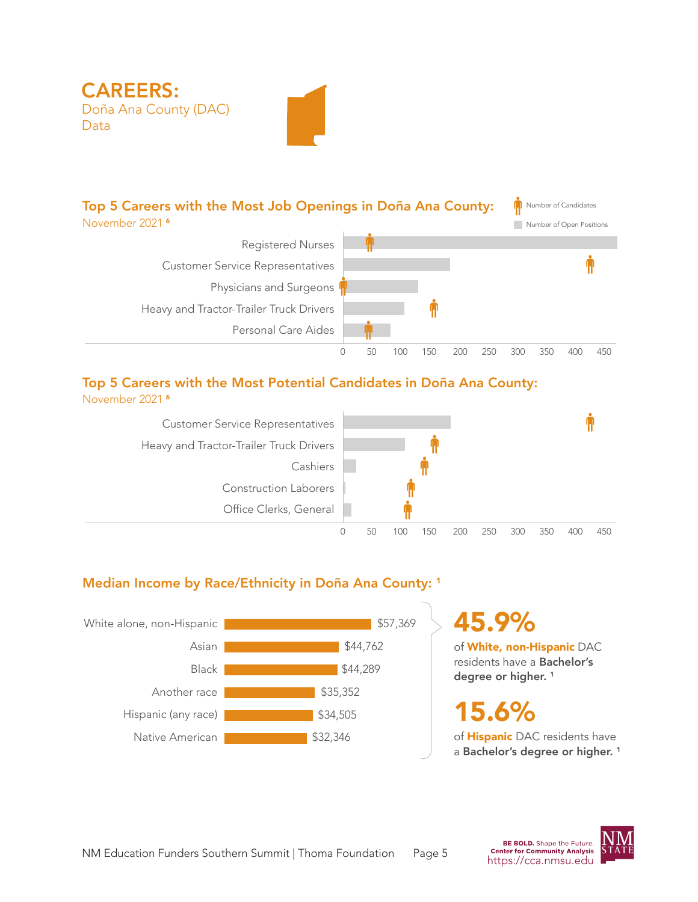# CAREERS:

Doña Ana County (DAC) Data

## Top 5 Careers with the Most Job Openings in Doña Ana County:

November 2021 [6]

Number of Candidates

Number of Open Positions

Registered Nurses

Customer Service Representatives

Physicians and Surgeons

Heavy and Tractor-Trailer Truck Drivers

Personal Care Aides

0 50 100 150 200 250 300 350 400 450

## Top 5 Careers with the Most Potential Candidates in Doña Ana County:

November 2021 [6]

Customer Service Representatives

Heavy and Tractor-Trailer Truck Drivers

Cashiers

Construction Laborers

Office Clerks, General

0 50 100 150 200 250 300 350 400 450

## Median Income by Race/Ethnicity in Doña Ana County: [1]

| Race/Ethnicity | Median Income |
|---|---|
| White alone, non-Hispanic | $57,369 |
| Asian | $44,762 |
| Black | $44,289 |
| Another race | $35,352 |
| Hispanic (any race) | $34,505 |
| Native American | $32,346 |

**45.9%** of **White, non-Hispanic** DAC residents have a **Bachelor's degree or higher.** [1]

**15.6%** of **Hispanic** DAC residents have a **Bachelor's degree or higher.** [1]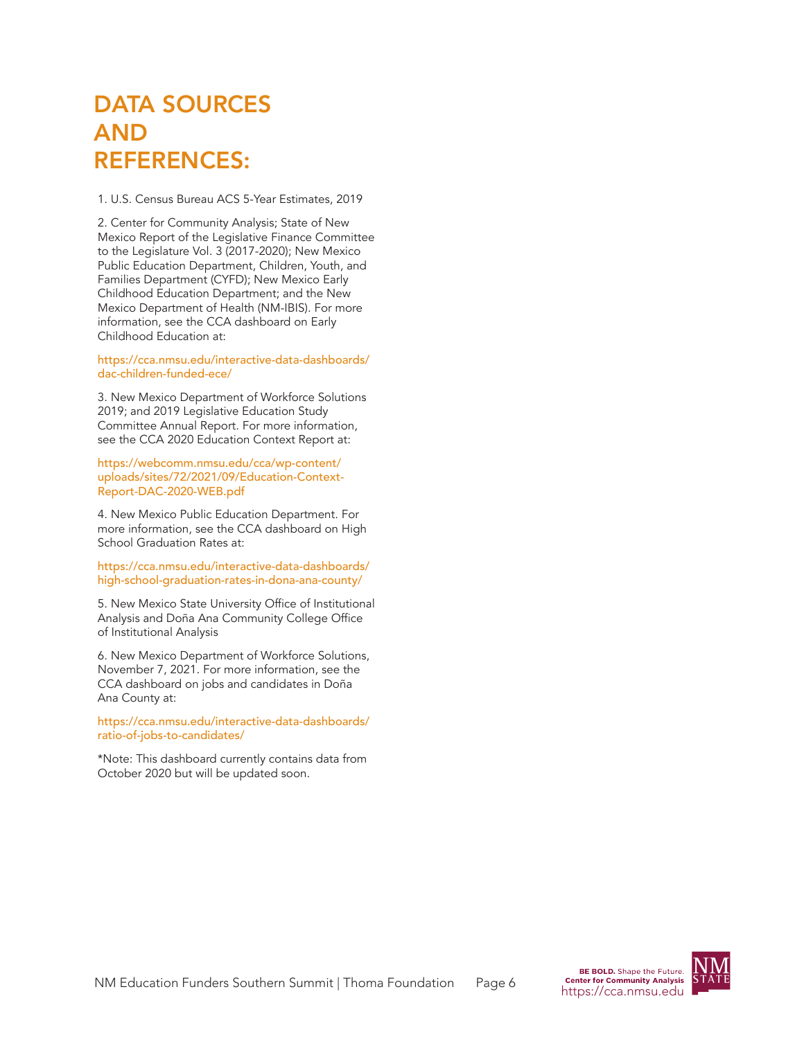# DATA SOURCES AND REFERENCES:

1. U.S. Census Bureau ACS 5-Year Estimates, 2019

2. Center for Community Analysis; State of New Mexico Report of the Legislative Finance Committee to the Legislature Vol. 3 (2017-2020); New Mexico Public Education Department, Children, Youth, and Families Department (CYFD); New Mexico Early Childhood Education Department; and the New Mexico Department of Health (NM-IBIS). For more information, see the CCA dashboard on Early Childhood Education at:

https://cca.nmsu.edu/interactive-data-dashboards/dac-children-funded-ece/

3. New Mexico Department of Workforce Solutions 2019; and 2019 Legislative Education Study Committee Annual Report. For more information, see the CCA 2020 Education Context Report at:

https://webcomm.nmsu.edu/cca/wp-content/uploads/sites/72/2021/09/Education-Context-Report-DAC-2020-WEB.pdf

4. New Mexico Public Education Department. For more information, see the CCA dashboard on High School Graduation Rates at:

https://cca.nmsu.edu/interactive-data-dashboards/high-school-graduation-rates-in-dona-ana-county/

5. New Mexico State University Office of Institutional Analysis and Doña Ana Community College Office of Institutional Analysis

6. New Mexico Department of Workforce Solutions, November 7, 2021. For more information, see the CCA dashboard on jobs and candidates in Doña Ana County at:

https://cca.nmsu.edu/interactive-data-dashboards/ratio-of-jobs-to-candidates/

*Note: This dashboard currently contains data from October 2020 but will be updated soon.